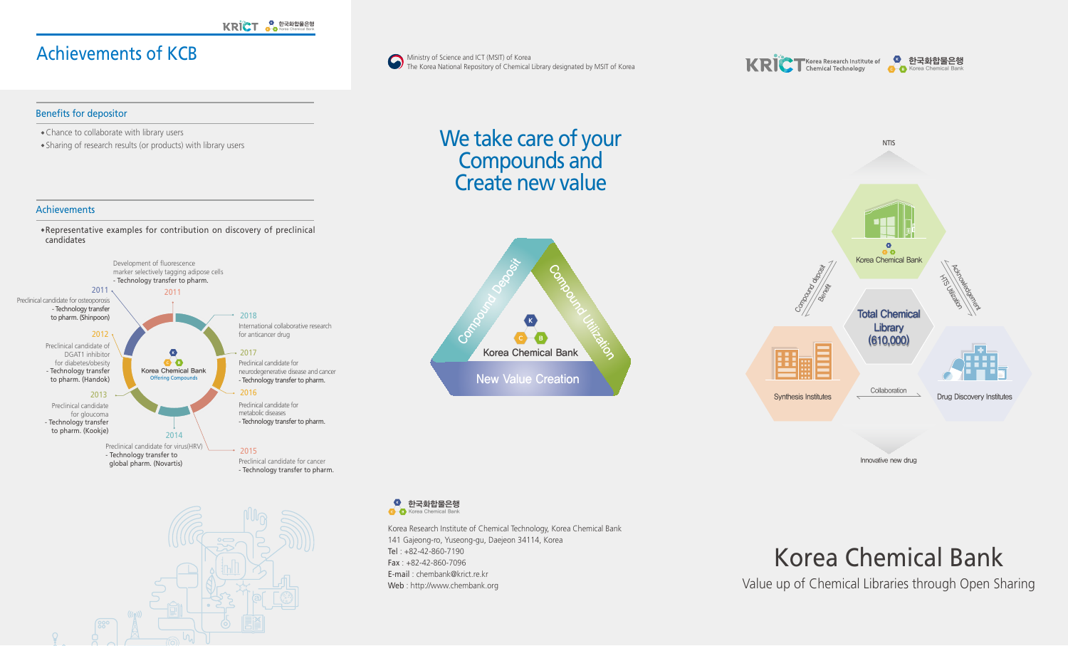# Achievements of KCB

## Benefits for depositor

- Chance to collaborate with library users
- Sharing of research results (or products) with library users

## Achievements

- Representative examples for contribution on discovery of preclinical candidates

Korea Chemical Bank
Offering Compounds

**2011**
Preclinical candidate for osteoporosis
- Technology transfer to pharm. (Shinpoon)

**2011**
Development of fluorescence marker selectively tagging adipose cells
- Technology transfer to pharm.

**2012**
Preclinical candidate of DGAT1 inhibitor for diabetes/obesity
- Technology transfer to pharm. (Handok)

**2013**
Preclinical candidate for glaucoma
- Technology transfer to pharm. (Kookje)

**2014**
Preclinical candidate for virus(HRV)
- Technology transfer to global pharm. (Novartis)

**2015**
Preclinical candidate for cancer
- Technology transfer to pharm.

**2016**
Preclinical candidate for metabolic diseases
- Technology transfer to pharm.

**2017**
Preclinical candidate for neurodegenerative disease and cancer
- Technology transfer to pharm.

**2018**
International collaborative research for anticancer drug

---

Ministry of Science and ICT (MSIT) of Korea
The Korea National Repository of Chemical Library designated by MSIT of Korea

# We take care of your Compounds and Create new value

Compound Deposit — Korea Chemical Bank — Compound Utilization

New Value Creation

한국화합물은행 Korea Chemical Bank

Korea Research Institute of Chemical Technology, Korea Chemical Bank
141 Gajeong-ro, Yuseong-gu, Daejeon 34114, Korea
Tel : +82-42-860-7190
Fax : +82-42-860-7096
E-mail : chembank@krict.re.kr
Web : http://www.chembank.org

---

KRICT Korea Research Institute of Chemical Technology
한국화합물은행 Korea Chemical Bank

NTIS

Korea Chemical Bank

Compound deposit / Benefit

Acknowledgement / HTS Utilization

**Total Chemical Library (610,000)**

Synthesis Institutes — Collaboration — Drug Discovery Institutes

Innovative new drug

# Korea Chemical Bank

Value up of Chemical Libraries through Open Sharing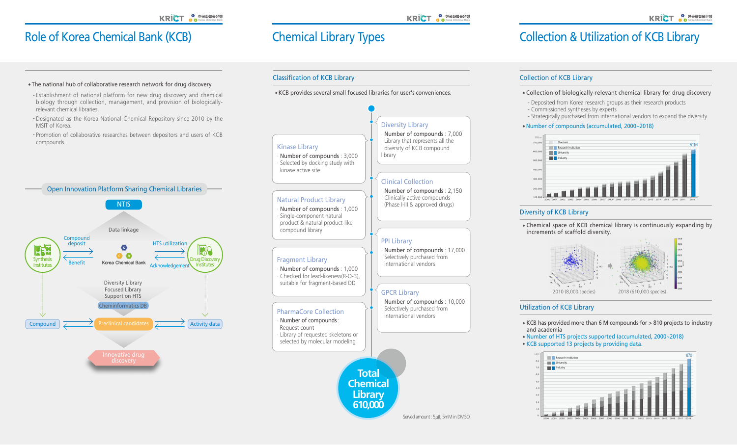# Role of Korea Chemical Bank (KCB)

- The national hub of collaborative research network for drug discovery
  - Establishment of national platform for new drug discovery and chemical biology through collection, management, and provision of biologically-relevant chemical libraries.
  - Designated as the Korea National Chemical Repository since 2010 by the MSIT of Korea.
  - Promotion of collaborative researches between depositors and users of KCB compounds.

## Open Innovation Platform Sharing Chemical Libraries

NTIS

Data linkage

Synthesis Institutes

Compound deposit

Benefit

Korea Chemical Bank

HTS utilization

Acknowledgement

Drug Discovery Institutes

Diversity Library
Focused Library
Support on HTS

Cheminformatics DB

Compound

Preclinical candidates

Activity data

Innovative drug discovery

# Chemical Library Types

## Classification of KCB Library

- KCB provides several small focused libraries for user's conveniences.

**Diversity Library**
- Number of compounds : 7,000
- Library that represents all the diversity of KCB compound library

**Kinase Library**
- Number of compounds : 3,000
- Selected by docking study with kinase active site

**Clinical Collection**
- Number of compounds : 2,150
- Clinically active compounds (Phase I-III & approved drugs)

**Natural Product Library**
- Number of compounds : 1,000
- Single-component natural product & natural product-like compound library

**PPI Library**
- Number of compounds : 17,000
- Selectively purchased from international vendors

**Fragment Library**
- Number of compounds : 1,000
- Checked for lead-likeness(R-O-3), suitable for fragment-based DD

**GPCR Library**
- Number of compounds : 10,000
- Selectively purchased from international vendors

**PharmaCore Collection**
- Number of compounds : Request count
- Library of requested skeletons or selected by molecular modeling

**Total Chemical Library 610,000**

Served amount : 5μℓ, 5mM in DMSO

# Collection & Utilization of KCB Library

## Collection of KCB Library

- Collection of biologically-relevant chemical library for drug discovery
  - Deposited from Korea research groups as their research products
  - Commissioned syntheses by experts
  - Strategically purchased from international vendors to expand the diversity
- Number of compounds (accumulated, 2000~2018)

Million
Overseas
Research institution
University
Industry
61M
700,000
600,000
500,000
400,000
300,000
200,000
100,000
2000 2001 2002 2003 2004 2005 2006 2007 2008 2009 2010 2011 2012 2013 2014 2015 2016 2017 2018

## Diversity of KCB Library

- Chemical space of KCB chemical library is continuously expanding by increments of scaffold diversity.

2010 (8,000 species)

2018 (610,000 species)

## Utilization of KCB Library

- KCB has provided more than 6 M compounds for > 810 projects to industry and academia
- Number of HTS projects supported (accumulated, 2000~2018)
- KCB supported 13 projects by providing data.

Case
Research institution
University
Industry
870
2000 2001 2002 2003 2004 2005 2006 2007 2008 2009 2010 2011 2012 2013 2014 2015 2016 2017 2018